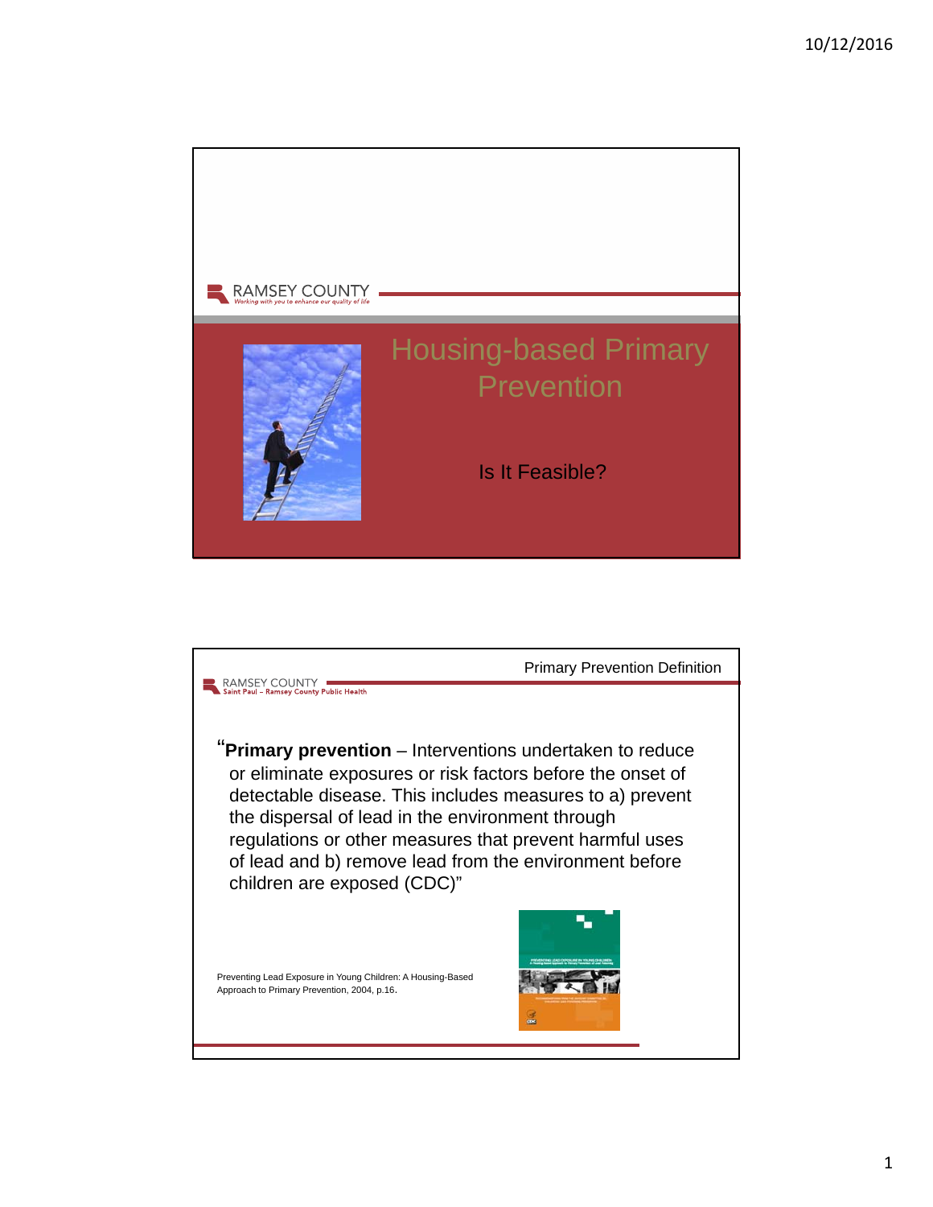RAMSEY COUNTY
*Working with you to enhance our quality of life*

# Housing-based Primary Prevention

Is It Feasible?

---

RAMSEY COUNTY
Saint Paul – Ramsey County Public Health

## Primary Prevention Definition

"**Primary prevention** – Interventions undertaken to reduce or eliminate exposures or risk factors before the onset of detectable disease. This includes measures to a) prevent the dispersal of lead in the environment through regulations or other measures that prevent harmful uses of lead and b) remove lead from the environment before children are exposed (CDC)"

Preventing Lead Exposure in Young Children: A Housing-Based Approach to Primary Prevention, 2004, p.16.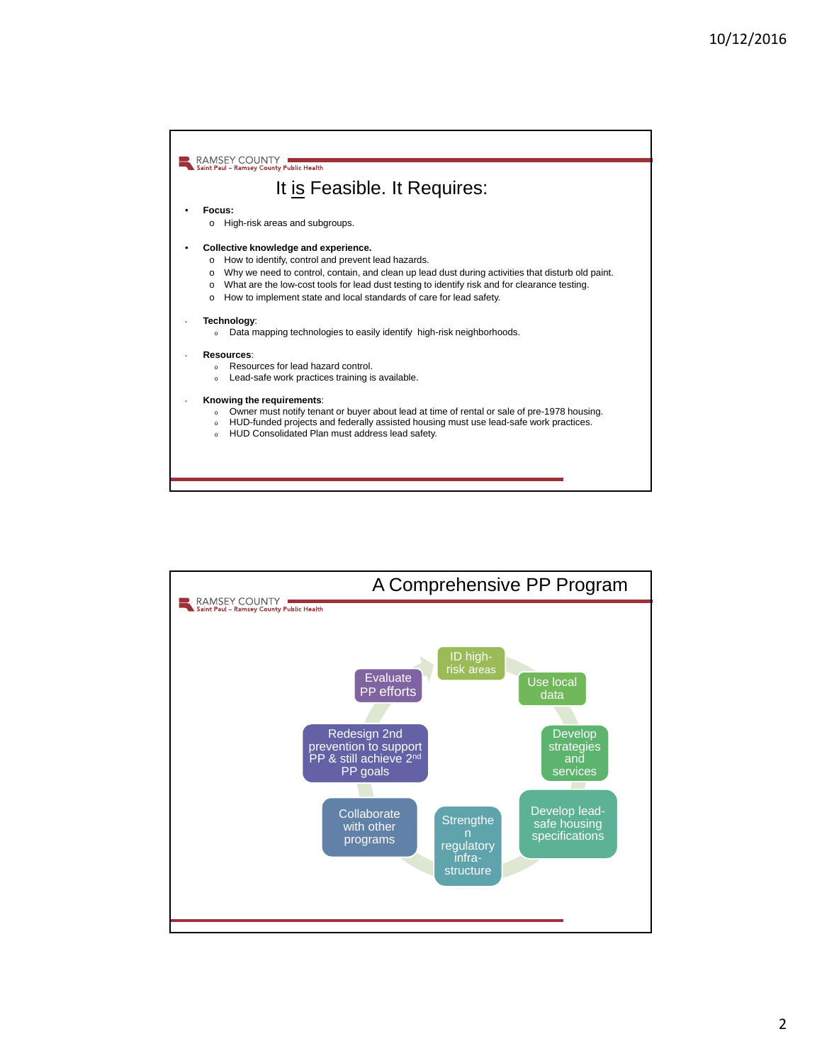## It is Feasible. It Requires:

- **Focus:**
  - High-risk areas and subgroups.
- **Collective knowledge and experience.**
  - How to identify, control and prevent lead hazards.
  - Why we need to control, contain, and clean up lead dust during activities that disturb old paint.
  - What are the low-cost tools for lead dust testing to identify risk and for clearance testing.
  - How to implement state and local standards of care for lead safety.
- **Technology**:
  - Data mapping technologies to easily identify high-risk neighborhoods.
- **Resources**:
  - Resources for lead hazard control.
  - Lead-safe work practices training is available.
- **Knowing the requirements**:
  - Owner must notify tenant or buyer about lead at time of rental or sale of pre-1978 housing.
  - HUD-funded projects and federally assisted housing must use lead-safe work practices.
  - HUD Consolidated Plan must address lead safety.

## A Comprehensive PP Program

- ID high-risk areas
- Use local data
- Develop strategies and services
- Develop lead-safe housing specifications
- Strengthen regulatory infra-structure
- Collaborate with other programs
- Redesign 2nd prevention to support PP & still achieve 2nd PP goals
- Evaluate PP efforts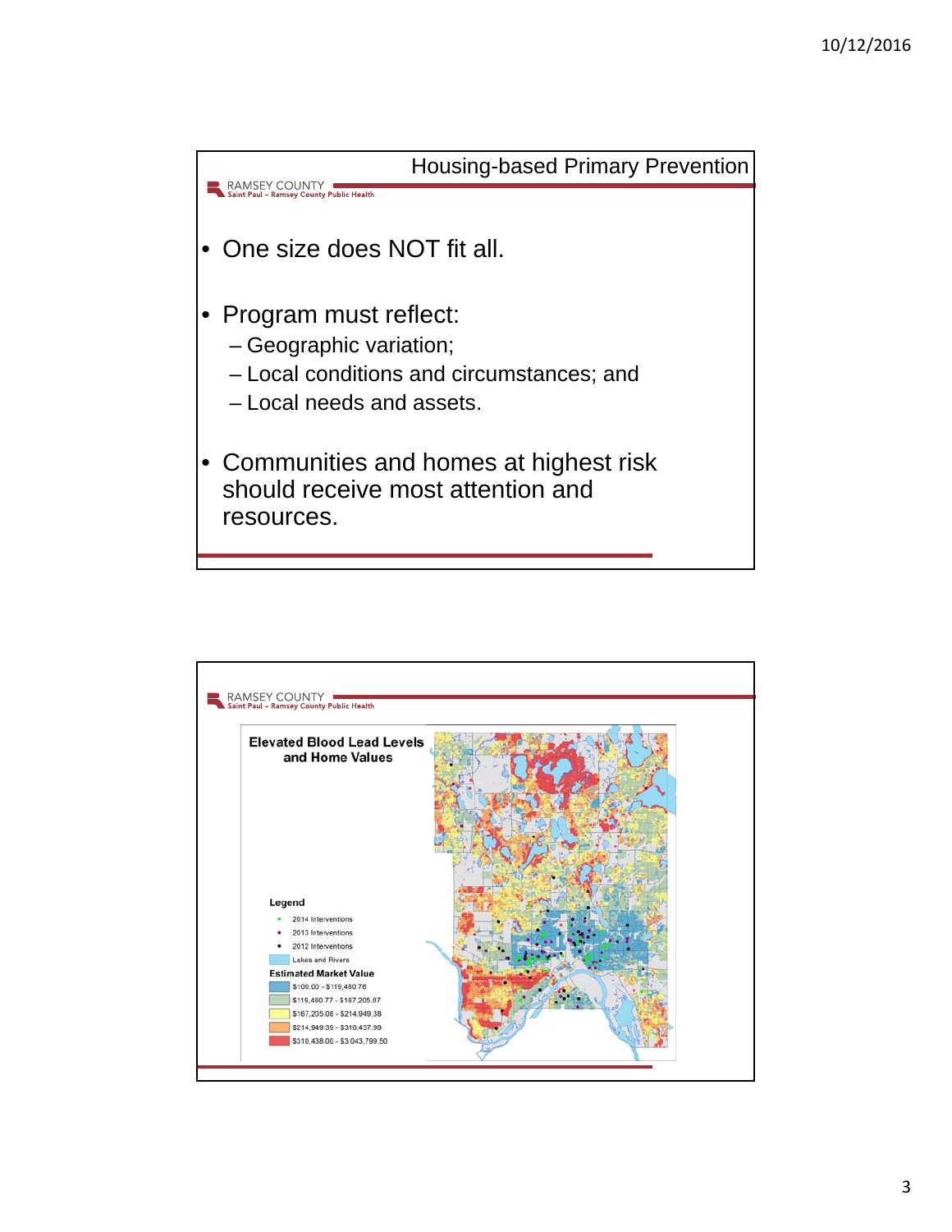## Housing-based Primary Prevention

RAMSEY COUNTY
Saint Paul – Ramsey County Public Health

- One size does NOT fit all.
- Program must reflect:
  - Geographic variation;
  - Local conditions and circumstances; and
  - Local needs and assets.
- Communities and homes at highest risk should receive most attention and resources.

---

RAMSEY COUNTY
Saint Paul – Ramsey County Public Health

**Elevated Blood Lead Levels and Home Values**

**Legend**

- 2014 Interventions
- 2013 Interventions
- 2012 Interventions
- Lakes and Rivers

**Estimated Market Value**

- $100.00 - $119,460.76
- $119,460.77 - $167,205.07
- $167,205.08 - $214,949.38
- $214,949.39 - $310,437.99
- $310,438.00 - $3,043,799.50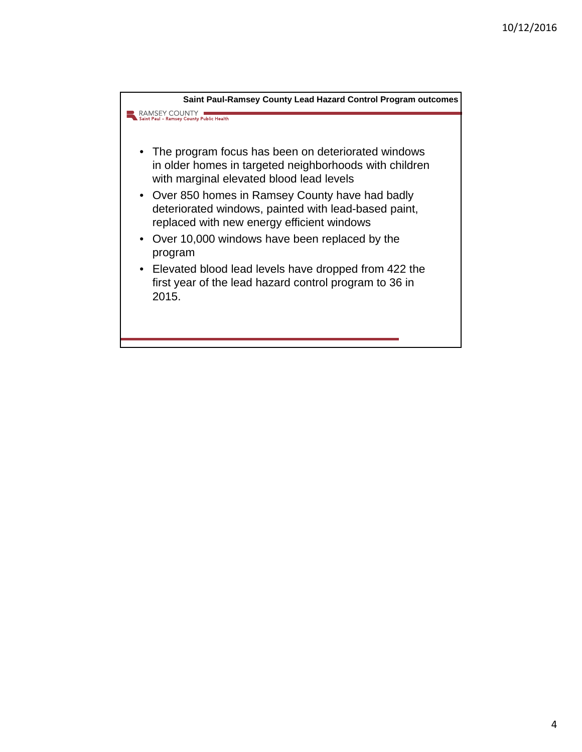## Saint Paul-Ramsey County Lead Hazard Control Program outcomes

RAMSEY COUNTY
Saint Paul – Ramsey County Public Health

- The program focus has been on deteriorated windows in older homes in targeted neighborhoods with children with marginal elevated blood lead levels
- Over 850 homes in Ramsey County have had badly deteriorated windows, painted with lead-based paint, replaced with new energy efficient windows
- Over 10,000 windows have been replaced by the program
- Elevated blood lead levels have dropped from 422 the first year of the lead hazard control program to 36 in 2015.